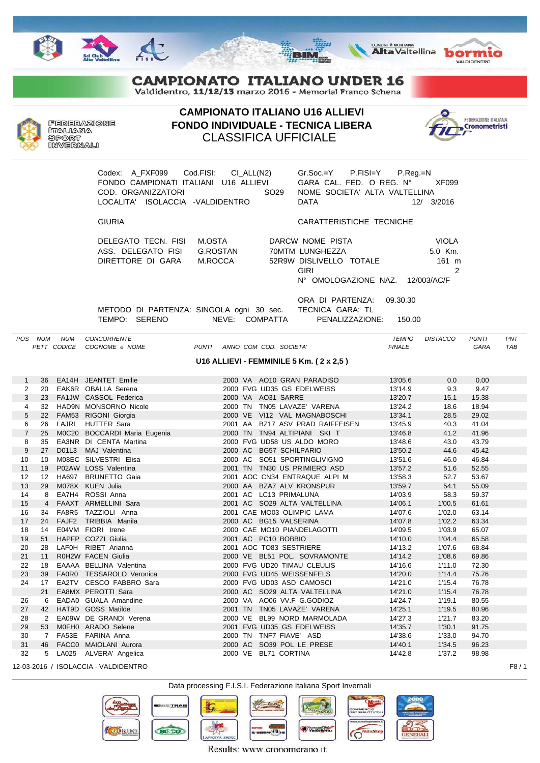# CAMPIONATO ITALIANO UNDER 16

Valdidentro, 11/12/13 marzo 2016 - Memorial Franco Schena

FEDERAZIONE ITALIANA SPORT INVERNALI

## CAMPIONATO ITALIANO U16 ALLIEVI
## FONDO INDIVIDUALE - TECNICA LIBERA
## CLASSIFICA UFFICIALE

FEDERAZIONE ITALIANA Cronometristi

Codex: A_FXF099 Cod.FISI: CI_ALL(N2)
FONDO CAMPIONATI ITALIANI U16 ALLIEVI
COD. ORGANIZZATORI SO29
LOCALITA' ISOLACCIA -VALDIDENTRO

Gr.Soc.=Y P.FISI=Y P.Reg.=N
GARA CAL. FED. O REG. N° XF099
NOME SOCIETA' ALTA VALTELLINA
DATA 12/ 3/2016

GIURIA

DELEGATO TECN. FISI M.OSTA
ASS. DELEGATO FISI G.ROSTAN
DIRETTORE DI GARA M.ROCCA

CARATTERISTICHE TECNICHE

DARCW NOME PISTA VIOLA
70MTM LUNGHEZZA 5.0 Km.
52R9W DISLIVELLO TOTALE 161 m
GIRI 2
N° OMOLOGAZIONE NAZ. 12/003/AC/F

ORA DI PARTENZA: 09.30.30
METODO DI PARTENZA: SINGOLA ogni 30 sec. TECNICA GARA: TL
TEMPO: SERENO NEVE: COMPATTA PENALIZZAZIONE: 150.00

### U16 ALLIEVI - FEMMINILE 5 Km. ( 2 x 2,5 )

| POS | NUM PETT | NUM CODICE | CONCORRENTE COGNOME e NOME | PUNTI | ANNO | COM | COD. SOCIETA' | TEMPO FINALE | DISTACCO | PUNTI GARA | PNT TAB |
|---|---|---|---|---|---|---|---|---|---|---|---|
| 1 | 36 | EA14H | JEANTET Emilie | | 2000 | VA | AO10 GRAN PARADISO | 13'05.6 | 0.0 | 0.00 | |
| 2 | 20 | EAK6R | OBALLA Serena | | 2000 | FVG | UD35 GS EDELWEISS | 13'14.9 | 9.3 | 9.47 | |
| 3 | 23 | FA1JW | CASSOL Federica | | 2000 | VA | AO31 SARRE | 13'20.7 | 15.1 | 15.38 | |
| 4 | 32 | HAD9N | MONSORNO Nicole | | 2000 | TN | TN05 LAVAZE' VARENA | 13'24.2 | 18.6 | 18.94 | |
| 5 | 22 | FAM53 | RIGONI Giorgia | | 2000 | VE | VI12 VAL MAGNABOSCHI | 13'34.1 | 28.5 | 29.02 | |
| 6 | 26 | LAJRL | HUTTER Sara | | 2001 | AA | BZ17 ASV PRAD RAIFFEISEN | 13'45.9 | 40.3 | 41.04 | |
| 7 | 25 | M0C20 | BOCCARDI Maria Eugenia | | 2000 | TN | TN94 ALTIPIANI SKI T | 13'46.8 | 41.2 | 41.96 | |
| 8 | 35 | EA3NR | DI CENTA Martina | | 2000 | FVG | UD58 US ALDO MORO | 13'48.6 | 43.0 | 43.79 | |
| 9 | 27 | D01L3 | MAJ Valentina | | 2000 | AC | BG57 SCHILPARIO | 13'50.2 | 44.6 | 45.42 | |
| 10 | 10 | M08EC | SILVESTRI Elisa | | 2000 | AC | SO51 SPORTINGLIVIGNO | 13'51.6 | 46.0 | 46.84 | |
| 11 | 19 | P02AW | LOSS Valentina | | 2001 | TN | TN30 US PRIMIERO ASD | 13'57.2 | 51.6 | 52.55 | |
| 12 | 12 | HA697 | BRUNETTO Gaia | | 2001 | AOC | CN34 ENTRAQUE ALPI M | 13'58.3 | 52.7 | 53.67 | |
| 13 | 29 | M078X | KUEN Julia | | 2000 | AA | BZA7 ALV KRONSPUR | 13'59.7 | 54.1 | 55.09 | |
| 14 | 8 | EA7H4 | ROSSI Anna | | 2001 | AC | LC13 PRIMALUNA | 14'03.9 | 58.3 | 59.37 | |
| 15 | 4 | FAAXT | ARMELLINI Sara | | 2001 | AC | SO29 ALTA VALTELLINA | 14'06.1 | 1'00.5 | 61.61 | |
| 16 | 34 | FA8R5 | TAZZIOLI Anna | | 2001 | CAE | MO03 OLIMPIC LAMA | 14'07.6 | 1'02.0 | 63.14 | |
| 17 | 24 | FAJF2 | TRIBBIA Manila | | 2000 | AC | BG15 VALSERINA | 14'07.8 | 1'02.2 | 63.34 | |
| 18 | 14 | E04VM | FIORI Irene | | 2000 | CAE | MO10 PIANDELAGOTTI | 14'09.5 | 1'03.9 | 65.07 | |
| 19 | 51 | HAPFP | COZZI Giulia | | 2001 | AC | PC10 BOBBIO | 14'10.0 | 1'04.4 | 65.58 | |
| 20 | 28 | LAF0H | RIBET Arianna | | 2001 | AOC | TO83 SESTRIERE | 14'13.2 | 1'07.6 | 68.84 | |
| 21 | 11 | R0H2W | FACEN Giulia | | 2000 | VE | BL51 POL. SOVRAMONTE | 14'14.2 | 1'08.6 | 69.86 | |
| 22 | 18 | EAAAA | BELLINA Valentina | | 2000 | FVG | UD20 TIMAU CLEULIS | 14'16.6 | 1'11.0 | 72.30 | |
| 23 | 39 | FA0R0 | TESSAROLO Veronica | | 2000 | FVG | UD45 WEISSENFELS | 14'20.0 | 1'14.4 | 75.76 | |
| 24 | 17 | EA2TV | CESCO FABBRO Sara | | 2000 | FVG | UD03 ASD CAMOSCI | 14'21.0 | 1'15.4 | 76.78 | |
| | 21 | EA8MX | PEROTTI Sara | | 2000 | AC | SO29 ALTA VALTELLINA | 14'21.0 | 1'15.4 | 76.78 | |
| 26 | 6 | EADA0 | GUALA Amandine | | 2000 | VA | AO06 VV.F G.GODIOZ | 14'24.7 | 1'19.1 | 80.55 | |
| 27 | 42 | HAT9D | GOSS Matilde | | 2001 | TN | TN05 LAVAZE' VARENA | 14'25.1 | 1'19.5 | 80.96 | |
| 28 | 2 | EA09W | DE GRANDI Verena | | 2000 | VE | BL99 NORD MARMOLADA | 14'27.3 | 1'21.7 | 83.20 | |
| 29 | 53 | M0FH0 | ARADO Selene | | 2001 | FVG | UD35 GS EDELWEISS | 14'35.7 | 1'30.1 | 91.75 | |
| 30 | 7 | FA53E | FARINA Anna | | 2000 | TN | TNF7 FIAVE' ASD | 14'38.6 | 1'33.0 | 94.70 | |
| 31 | 46 | FACC0 | MAIOLANI Aurora | | 2000 | AC | SO39 POL LE PRESE | 14'40.1 | 1'34.5 | 96.23 | |
| 32 | 5 | LA025 | ALVERA' Angelica | | 2000 | VE | BL71 CORTINA | 14'42.8 | 1'37.2 | 98.98 | |

12-03-2016 / ISOLACCIA - VALDIDENTRO

Data processing F.I.S.I. Federazione Italiana Sport Invernali

Results: www.cronomerano.it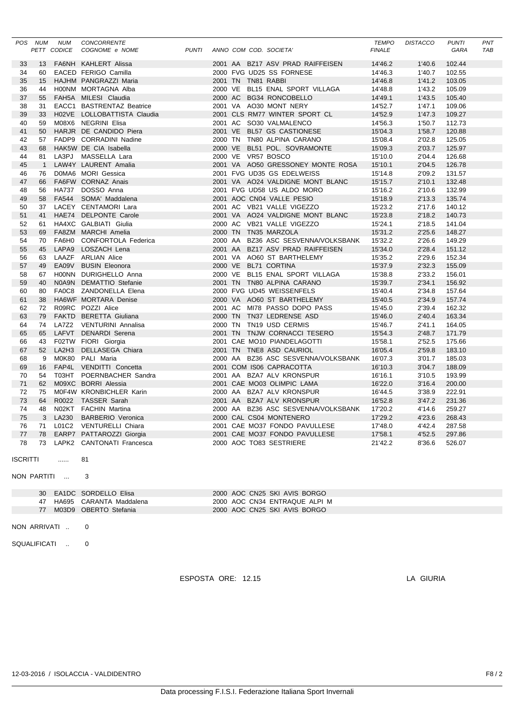| POS | NUM PETT | NUM CODICE | CONCORRENTE COGNOME e NOME | PUNTI | ANNO | COM | COD. SOCIETA' | TEMPO FINALE | DISTACCO | PUNTI GARA | PNT TAB |
|---|---|---|---|---|---|---|---|---|---|---|---|
| 33 | 13 | FA6NH | KAHLERT Alissa | | 2001 | AA | BZ17 ASV PRAD RAIFFEISEN | 14'46.2 | 1'40.6 | 102.44 | |
| 34 | 60 | EACED | FERIGO Camilla | | 2000 | FVG | UD25 SS FORNESE | 14'46.3 | 1'40.7 | 102.55 | |
| 35 | 15 | HAJHM | PANGRAZZI Maria | | 2001 | TN | TN81 RABBI | 14'46.8 | 1'41.2 | 103.05 | |
| 36 | 44 | H00NM | MORTAGNA Alba | | 2000 | VE | BL15 ENAL SPORT VILLAGA | 14'48.8 | 1'43.2 | 105.09 | |
| 37 | 55 | FAH5A | MILESI Claudia | | 2000 | AC | BG34 RONCOBELLO | 14'49.1 | 1'43.5 | 105.40 | |
| 38 | 31 | EACC1 | BASTRENTAZ Beatrice | | 2001 | VA | AO30 MONT NERY | 14'52.7 | 1'47.1 | 109.06 | |
| 39 | 33 | H02VE | LOLLOBATTISTA Claudia | | 2001 | CLS | RM77 WINTER SPORT CL | 14'52.9 | 1'47.3 | 109.27 | |
| 40 | 59 | M08X6 | NEGRINI Elisa | | 2001 | AC | SO30 VALMALENCO | 14'56.3 | 1'50.7 | 112.73 | |
| 41 | 50 | HARJR | DE CANDIDO Piera | | 2001 | VE | BL57 GS CASTIONESE | 15'04.3 | 1'58.7 | 120.88 | |
| 42 | 57 | FADP9 | CORRADINI Nadine | | 2000 | TN | TN80 ALPINA CARANO | 15'08.4 | 2'02.8 | 125.05 | |
| 43 | 68 | HAK5W | DE CIA Isabella | | 2000 | VE | BL51 POL. SOVRAMONTE | 15'09.3 | 2'03.7 | 125.97 | |
| 44 | 81 | LA3PJ | MASSELLA Lara | | 2000 | VE | VR57 BOSCO | 15'10.0 | 2'04.4 | 126.68 | |
| 45 | 1 | LAW4Y | LAURENT Amalia | | 2001 | VA | AO50 GRESSONEY MONTE ROSA | 15'10.1 | 2'04.5 | 126.78 | |
| 46 | 76 | D0MA6 | MORI Gessica | | 2001 | FVG | UD35 GS EDELWEISS | 15'14.8 | 2'09.2 | 131.57 | |
| 47 | 66 | FA6FW | CORNAZ Anais | | 2001 | VA | AO24 VALDIGNE MONT BLANC | 15'15.7 | 2'10.1 | 132.48 | |
| 48 | 56 | HA737 | DOSSO Anna | | 2001 | FVG | UD58 US ALDO MORO | 15'16.2 | 2'10.6 | 132.99 | |
| 49 | 58 | FA544 | SOMA' Maddalena | | 2001 | AOC | CN04 VALLE PESIO | 15'18.9 | 2'13.3 | 135.74 | |
| 50 | 37 | LACEY | CENTAMORI Lara | | 2001 | AC | VB21 VALLE VIGEZZO | 15'23.2 | 2'17.6 | 140.12 | |
| 51 | 41 | HAE74 | DELPONTE Carole | | 2001 | VA | AO24 VALDIGNE MONT BLANC | 15'23.8 | 2'18.2 | 140.73 | |
| 52 | 61 | HA4XC | GALBIATI Giulia | | 2000 | AC | VB21 VALLE VIGEZZO | 15'24.1 | 2'18.5 | 141.04 | |
| 53 | 69 | FA8ZM | MARCHI Amelia | | 2000 | TN | TN35 MARZOLA | 15'31.2 | 2'25.6 | 148.27 | |
| 54 | 70 | FA6H0 | CONFORTOLA Federica | | 2000 | AA | BZ36 ASC SESVENNA/VOLKSBANK | 15'32.2 | 2'26.6 | 149.29 | |
| 55 | 45 | LAPA9 | LOSZACH Lena | | 2001 | AA | BZ17 ASV PRAD RAIFFEISEN | 15'34.0 | 2'28.4 | 151.12 | |
| 56 | 63 | LAAZF | ARLIAN Alice | | 2001 | VA | AO60 ST BARTHELEMY | 15'35.2 | 2'29.6 | 152.34 | |
| 57 | 49 | EA09V | BUSIN Eleonora | | 2000 | VE | BL71 CORTINA | 15'37.9 | 2'32.3 | 155.09 | |
| 58 | 67 | H00NN | DURIGHELLO Anna | | 2000 | VE | BL15 ENAL SPORT VILLAGA | 15'38.8 | 2'33.2 | 156.01 | |
| 59 | 40 | N0A9N | DEMATTIO Stefanie | | 2001 | TN | TN80 ALPINA CARANO | 15'39.7 | 2'34.1 | 156.92 | |
| 60 | 80 | FA0C8 | ZANDONELLA Elena | | 2000 | FVG | UD45 WEISSENFELS | 15'40.4 | 2'34.8 | 157.64 | |
| 61 | 38 | HA6WF | MORTARA Denise | | 2000 | VA | AO60 ST BARTHELEMY | 15'40.5 | 2'34.9 | 157.74 | |
| 62 | 72 | R09RC | POZZI Alice | | 2001 | AC | MI78 PASSO DOPO PASS | 15'45.0 | 2'39.4 | 162.32 | |
| 63 | 79 | FAKTD | BERETTA Giuliana | | 2000 | TN | TN37 LEDRENSE ASD | 15'46.0 | 2'40.4 | 163.34 | |
| 64 | 74 | LA7Z2 | VENTURINI Annalisa | | 2000 | TN | TN19 USD CERMIS | 15'46.7 | 2'41.1 | 164.05 | |
| 65 | 65 | LAFVT | DENARDI Serena | | 2001 | TN | TNJW CORNACCI TESERO | 15'54.3 | 2'48.7 | 171.79 | |
| 66 | 43 | F02TW | FIORI Giorgia | | 2001 | CAE | MO10 PIANDELAGOTTI | 15'58.1 | 2'52.5 | 175.66 | |
| 67 | 52 | LA2H3 | DELLASEGA Chiara | | 2001 | TN | TNE8 ASD CAURIOL | 16'05.4 | 2'59.8 | 183.10 | |
| 68 | 9 | M0K80 | PALI Maria | | 2000 | AA | BZ36 ASC SESVENNA/VOLKSBANK | 16'07.3 | 3'01.7 | 185.03 | |
| 69 | 16 | FAP4L | VENDITTI Concetta | | 2001 | COM | IS06 CAPRACOTTA | 16'10.3 | 3'04.7 | 188.09 | |
| 70 | 54 | T03HT | POERNBACHER Sandra | | 2001 | AA | BZA7 ALV KRONSPUR | 16'16.1 | 3'10.5 | 193.99 | |
| 71 | 62 | M09XC | BORRI Alessia | | 2001 | CAE | MO03 OLIMPIC LAMA | 16'22.0 | 3'16.4 | 200.00 | |
| 72 | 75 | M0F4W | KRONBICHLER Karin | | 2000 | AA | BZA7 ALV KRONSPUR | 16'44.5 | 3'38.9 | 222.91 | |
| 73 | 64 | R0022 | TASSER Sarah | | 2001 | AA | BZA7 ALV KRONSPUR | 16'52.8 | 3'47.2 | 231.36 | |
| 74 | 48 | N02KT | FACHIN Martina | | 2000 | AA | BZ36 ASC SESVENNA/VOLKSBANK | 17'20.2 | 4'14.6 | 259.27 | |
| 75 | 3 | LA230 | BARBERIO Veronica | | 2000 | CAL | CS04 MONTENERO | 17'29.2 | 4'23.6 | 268.43 | |
| 76 | 71 | L01C2 | VENTURELLI Chiara | | 2001 | CAE | MO37 FONDO PAVULLESE | 17'48.0 | 4'42.4 | 287.58 | |
| 77 | 78 | EARP7 | PATTAROZZI Giorgia | | 2001 | CAE | MO37 FONDO PAVULLESE | 17'58.1 | 4'52.5 | 297.86 | |
| 78 | 73 | LAPK2 | CANTONATI Francesca | | 2000 | AOC | TO83 SESTRIERE | 21'42.2 | 8'36.6 | 526.07 | |

ISCRITTI ...... 81

NON PARTITI ... 3

| | | | | | |
|---|---|---|---|---|---|
| 30 | EA1DC | SORDELLO Elisa | 2000 | AOC | CN25 SKI AVIS BORGO |
| 47 | HA695 | CARANTA Maddalena | 2000 | AOC | CN34 ENTRAQUE ALPI M |
| 77 | M03D9 | OBERTO Stefania | 2000 | AOC | CN25 SKI AVIS BORGO |

NON ARRIVATI .. 0

SQUALIFICATI .. 0

ESPOSTA ORE: 12.15

LA GIURIA

12-03-2016 / ISOLACCIA - VALDIDENTRO

Data processing F.I.S.I. Federazione Italiana Sport Invernali